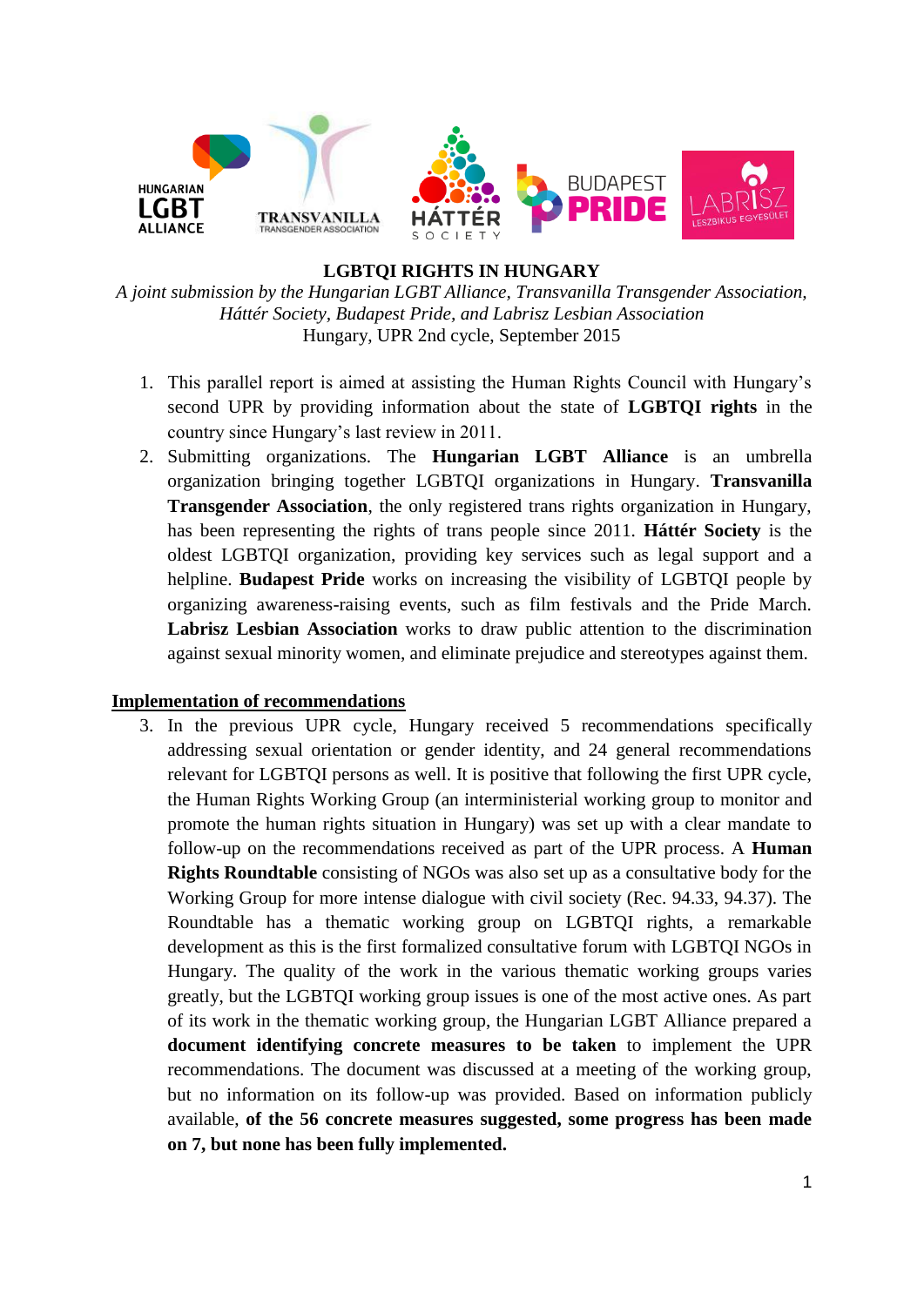# LGBTQI RIGHTS IN HUNGARY

*A joint submission by the Hungarian LGBT Alliance, Transvanilla Transgender Association, Háttér Society, Budapest Pride, and Labrisz Lesbian Association*

Hungary, UPR 2nd cycle, September 2015

1. This parallel report is aimed at assisting the Human Rights Council with Hungary's second UPR by providing information about the state of **LGBTQI rights** in the country since Hungary's last review in 2011.
2. Submitting organizations. The **Hungarian LGBT Alliance** is an umbrella organization bringing together LGBTQI organizations in Hungary. **Transvanilla Transgender Association**, the only registered trans rights organization in Hungary, has been representing the rights of trans people since 2011. **Háttér Society** is the oldest LGBTQI organization, providing key services such as legal support and a helpline. **Budapest Pride** works on increasing the visibility of LGBTQI people by organizing awareness-raising events, such as film festivals and the Pride March. **Labrisz Lesbian Association** works to draw public attention to the discrimination against sexual minority women, and eliminate prejudice and stereotypes against them.

## Implementation of recommendations

3. In the previous UPR cycle, Hungary received 5 recommendations specifically addressing sexual orientation or gender identity, and 24 general recommendations relevant for LGBTQI persons as well. It is positive that following the first UPR cycle, the Human Rights Working Group (an interministerial working group to monitor and promote the human rights situation in Hungary) was set up with a clear mandate to follow-up on the recommendations received as part of the UPR process. A **Human Rights Roundtable** consisting of NGOs was also set up as a consultative body for the Working Group for more intense dialogue with civil society (Rec. 94.33, 94.37). The Roundtable has a thematic working group on LGBTQI rights, a remarkable development as this is the first formalized consultative forum with LGBTQI NGOs in Hungary. The quality of the work in the various thematic working groups varies greatly, but the LGBTQI working group issues is one of the most active ones. As part of its work in the thematic working group, the Hungarian LGBT Alliance prepared a **document identifying concrete measures to be taken** to implement the UPR recommendations. The document was discussed at a meeting of the working group, but no information on its follow-up was provided. Based on information publicly available, **of the 56 concrete measures suggested, some progress has been made on 7, but none has been fully implemented.**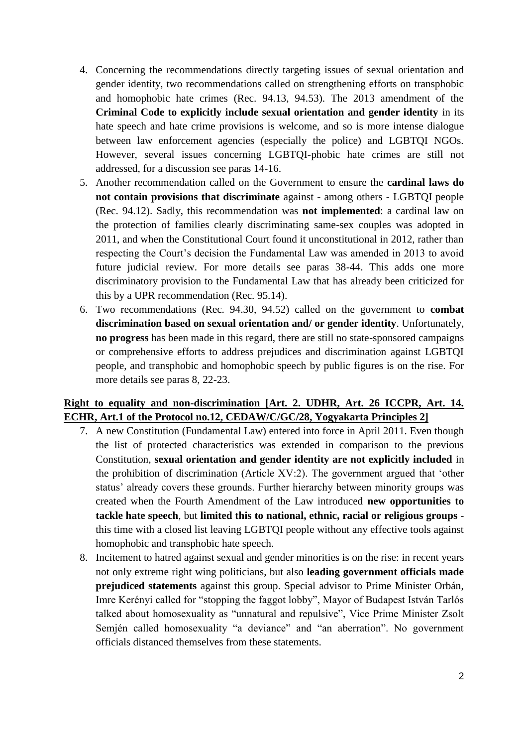4. Concerning the recommendations directly targeting issues of sexual orientation and gender identity, two recommendations called on strengthening efforts on transphobic and homophobic hate crimes (Rec. 94.13, 94.53). The 2013 amendment of the **Criminal Code to explicitly include sexual orientation and gender identity** in its hate speech and hate crime provisions is welcome, and so is more intense dialogue between law enforcement agencies (especially the police) and LGBTQI NGOs. However, several issues concerning LGBTQI-phobic hate crimes are still not addressed, for a discussion see paras 14-16.
5. Another recommendation called on the Government to ensure the **cardinal laws do not contain provisions that discriminate** against - among others - LGBTQI people (Rec. 94.12). Sadly, this recommendation was **not implemented**: a cardinal law on the protection of families clearly discriminating same-sex couples was adopted in 2011, and when the Constitutional Court found it unconstitutional in 2012, rather than respecting the Court's decision the Fundamental Law was amended in 2013 to avoid future judicial review. For more details see paras 38-44. This adds one more discriminatory provision to the Fundamental Law that has already been criticized for this by a UPR recommendation (Rec. 95.14).
6. Two recommendations (Rec. 94.30, 94.52) called on the government to **combat discrimination based on sexual orientation and/ or gender identity**. Unfortunately, **no progress** has been made in this regard, there are still no state-sponsored campaigns or comprehensive efforts to address prejudices and discrimination against LGBTQI people, and transphobic and homophobic speech by public figures is on the rise. For more details see paras 8, 22-23.

**Right to equality and non-discrimination [Art. 2. UDHR, Art. 26 ICCPR, Art. 14. ECHR, Art.1 of the Protocol no.12, CEDAW/C/GC/28, Yogyakarta Principles 2]**

7. A new Constitution (Fundamental Law) entered into force in April 2011. Even though the list of protected characteristics was extended in comparison to the previous Constitution, **sexual orientation and gender identity are not explicitly included** in the prohibition of discrimination (Article XV:2). The government argued that 'other status' already covers these grounds. Further hierarchy between minority groups was created when the Fourth Amendment of the Law introduced **new opportunities to tackle hate speech**, but **limited this to national, ethnic, racial or religious groups** - this time with a closed list leaving LGBTQI people without any effective tools against homophobic and transphobic hate speech.
8. Incitement to hatred against sexual and gender minorities is on the rise: in recent years not only extreme right wing politicians, but also **leading government officials made prejudiced statements** against this group. Special advisor to Prime Minister Orbán, Imre Kerényi called for "stopping the faggot lobby", Mayor of Budapest István Tarlós talked about homosexuality as "unnatural and repulsive", Vice Prime Minister Zsolt Semjén called homosexuality "a deviance" and "an aberration". No government officials distanced themselves from these statements.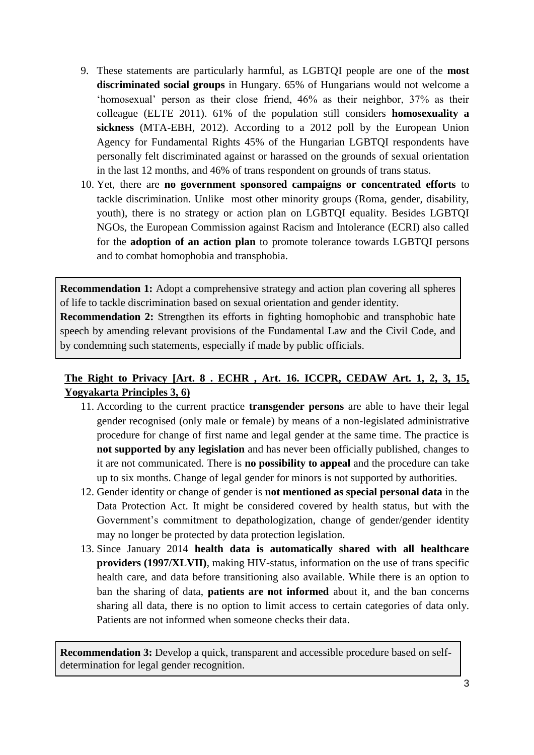9. These statements are particularly harmful, as LGBTQI people are one of the **most discriminated social groups** in Hungary. 65% of Hungarians would not welcome a 'homosexual' person as their close friend, 46% as their neighbor, 37% as their colleague (ELTE 2011). 61% of the population still considers **homosexuality a sickness** (MTA-EBH, 2012). According to a 2012 poll by the European Union Agency for Fundamental Rights 45% of the Hungarian LGBTQI respondents have personally felt discriminated against or harassed on the grounds of sexual orientation in the last 12 months, and 46% of trans respondent on grounds of trans status.
10. Yet, there are **no government sponsored campaigns or concentrated efforts** to tackle discrimination. Unlike most other minority groups (Roma, gender, disability, youth), there is no strategy or action plan on LGBTQI equality. Besides LGBTQI NGOs, the European Commission against Racism and Intolerance (ECRI) also called for the **adoption of an action plan** to promote tolerance towards LGBTQI persons and to combat homophobia and transphobia.

**Recommendation 1:** Adopt a comprehensive strategy and action plan covering all spheres of life to tackle discrimination based on sexual orientation and gender identity.
**Recommendation 2:** Strengthen its efforts in fighting homophobic and transphobic hate speech by amending relevant provisions of the Fundamental Law and the Civil Code, and by condemning such statements, especially if made by public officials.

**<u>The Right to Privacy [Art. 8 . ECHR , Art. 16. ICCPR, CEDAW Art. 1, 2, 3, 15, Yogyakarta Principles 3, 6)</u>**

11. According to the current practice **transgender persons** are able to have their legal gender recognised (only male or female) by means of a non-legislated administrative procedure for change of first name and legal gender at the same time. The practice is **not supported by any legislation** and has never been officially published, changes to it are not communicated. There is **no possibility to appeal** and the procedure can take up to six months. Change of legal gender for minors is not supported by authorities.
12. Gender identity or change of gender is **not mentioned as special personal data** in the Data Protection Act. It might be considered covered by health status, but with the Government's commitment to depathologization, change of gender/gender identity may no longer be protected by data protection legislation.
13. Since January 2014 **health data is automatically shared with all healthcare providers (1997/XLVII)**, making HIV-status, information on the use of trans specific health care, and data before transitioning also available. While there is an option to ban the sharing of data, **patients are not informed** about it, and the ban concerns sharing all data, there is no option to limit access to certain categories of data only. Patients are not informed when someone checks their data.

**Recommendation 3:** Develop a quick, transparent and accessible procedure based on self-determination for legal gender recognition.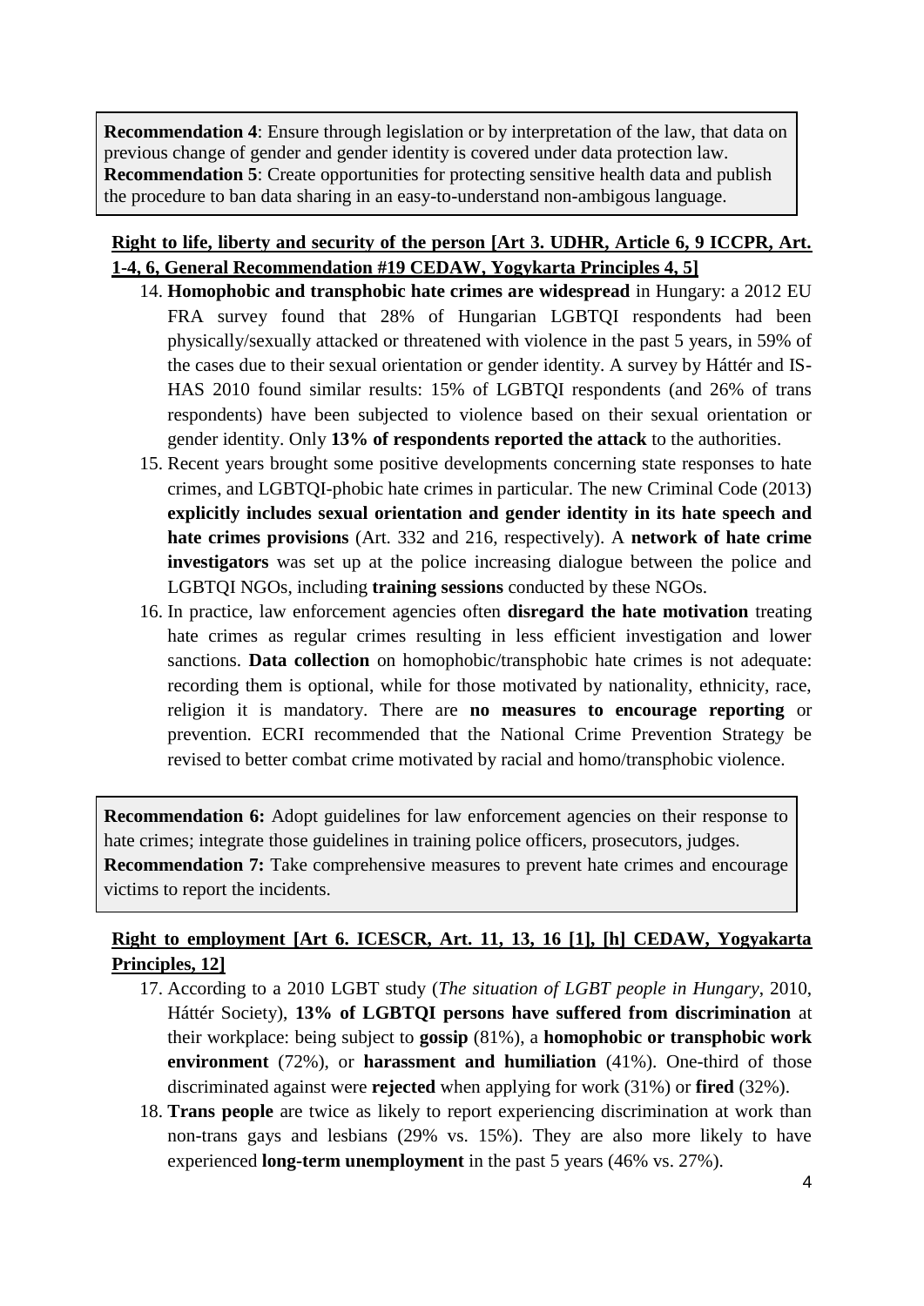**Recommendation 4**: Ensure through legislation or by interpretation of the law, that data on previous change of gender and gender identity is covered under data protection law.
**Recommendation 5**: Create opportunities for protecting sensitive health data and publish the procedure to ban data sharing in an easy-to-understand non-ambigous language.

**Right to life, liberty and security of the person [Art 3. UDHR, Article 6, 9 ICCPR, Art. 1-4, 6, General Recommendation #19 CEDAW, Yogykarta Principles 4, 5]**

14. **Homophobic and transphobic hate crimes are widespread** in Hungary: a 2012 EU FRA survey found that 28% of Hungarian LGBTQI respondents had been physically/sexually attacked or threatened with violence in the past 5 years, in 59% of the cases due to their sexual orientation or gender identity. A survey by Háttér and IS-HAS 2010 found similar results: 15% of LGBTQI respondents (and 26% of trans respondents) have been subjected to violence based on their sexual orientation or gender identity. Only **13% of respondents reported the attack** to the authorities.
15. Recent years brought some positive developments concerning state responses to hate crimes, and LGBTQI-phobic hate crimes in particular. The new Criminal Code (2013) **explicitly includes sexual orientation and gender identity in its hate speech and hate crimes provisions** (Art. 332 and 216, respectively). A **network of hate crime investigators** was set up at the police increasing dialogue between the police and LGBTQI NGOs, including **training sessions** conducted by these NGOs.
16. In practice, law enforcement agencies often **disregard the hate motivation** treating hate crimes as regular crimes resulting in less efficient investigation and lower sanctions. **Data collection** on homophobic/transphobic hate crimes is not adequate: recording them is optional, while for those motivated by nationality, ethnicity, race, religion it is mandatory. There are **no measures to encourage reporting** or prevention. ECRI recommended that the National Crime Prevention Strategy be revised to better combat crime motivated by racial and homo/transphobic violence.

**Recommendation 6:** Adopt guidelines for law enforcement agencies on their response to hate crimes; integrate those guidelines in training police officers, prosecutors, judges.
**Recommendation 7:** Take comprehensive measures to prevent hate crimes and encourage victims to report the incidents.

**Right to employment [Art 6. ICESCR, Art. 11, 13, 16 [1], [h] CEDAW, Yogyakarta Principles, 12]**

17. According to a 2010 LGBT study (*The situation of LGBT people in Hungary*, 2010, Háttér Society), **13% of LGBTQI persons have suffered from discrimination** at their workplace: being subject to **gossip** (81%), a **homophobic or transphobic work environment** (72%), or **harassment and humiliation** (41%). One-third of those discriminated against were **rejected** when applying for work (31%) or **fired** (32%).
18. **Trans people** are twice as likely to report experiencing discrimination at work than non-trans gays and lesbians (29% vs. 15%). They are also more likely to have experienced **long-term unemployment** in the past 5 years (46% vs. 27%).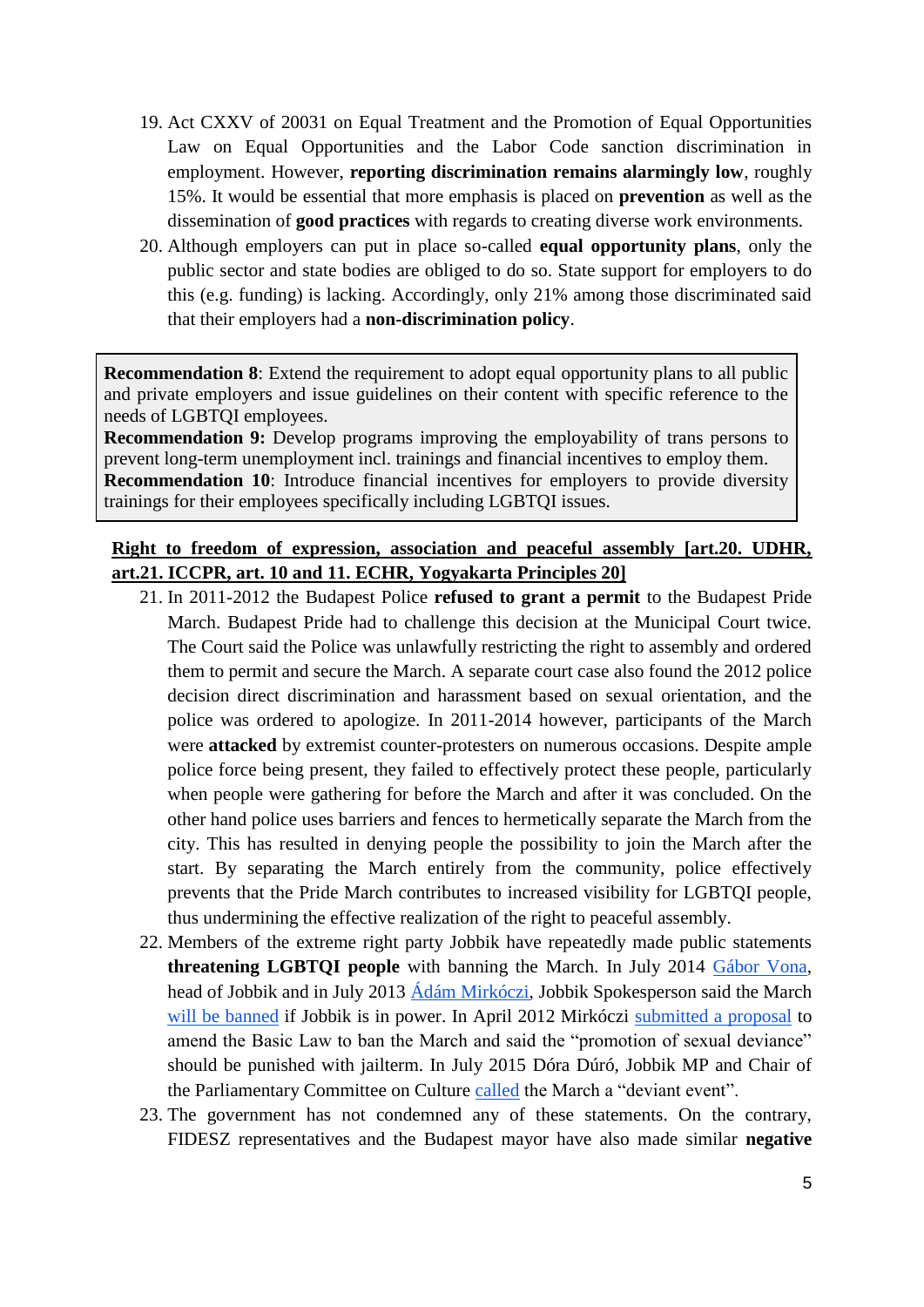19. Act CXXV of 20031 on Equal Treatment and the Promotion of Equal Opportunities Law on Equal Opportunities and the Labor Code sanction discrimination in employment. However, **reporting discrimination remains alarmingly low**, roughly 15%. It would be essential that more emphasis is placed on **prevention** as well as the dissemination of **good practices** with regards to creating diverse work environments.
20. Although employers can put in place so-called **equal opportunity plans**, only the public sector and state bodies are obliged to do so. State support for employers to do this (e.g. funding) is lacking. Accordingly, only 21% among those discriminated said that their employers had a **non-discrimination policy**.

> **Recommendation 8**: Extend the requirement to adopt equal opportunity plans to all public and private employers and issue guidelines on their content with specific reference to the needs of LGBTQI employees.
> **Recommendation 9:** Develop programs improving the employability of trans persons to prevent long-term unemployment incl. trainings and financial incentives to employ them.
> **Recommendation 10**: Introduce financial incentives for employers to provide diversity trainings for their employees specifically including LGBTQI issues.

**Right to freedom of expression, association and peaceful assembly [art.20. UDHR, art.21. ICCPR, art. 10 and 11. ECHR, Yogyakarta Principles 20]**

21. In 2011-2012 the Budapest Police **refused to grant a permit** to the Budapest Pride March. Budapest Pride had to challenge this decision at the Municipal Court twice. The Court said the Police was unlawfully restricting the right to assembly and ordered them to permit and secure the March. A separate court case also found the 2012 police decision direct discrimination and harassment based on sexual orientation, and the police was ordered to apologize. In 2011-2014 however, participants of the March were **attacked** by extremist counter-protesters on numerous occasions. Despite ample police force being present, they failed to effectively protect these people, particularly when people were gathering for before the March and after it was concluded. On the other hand police uses barriers and fences to hermetically separate the March from the city. This has resulted in denying people the possibility to join the March after the start. By separating the March entirely from the community, police effectively prevents that the Pride March contributes to increased visibility for LGBTQI people, thus undermining the effective realization of the right to peaceful assembly.
22. Members of the extreme right party Jobbik have repeatedly made public statements **threatening LGBTQI people** with banning the March. In July 2014 Gábor Vona, head of Jobbik and in July 2013 Ádám Mirkóczi, Jobbik Spokesperson said the March will be banned if Jobbik is in power. In April 2012 Mirkóczi submitted a proposal to amend the Basic Law to ban the March and said the "promotion of sexual deviance" should be punished with jailterm. In July 2015 Dóra Dúró, Jobbik MP and Chair of the Parliamentary Committee on Culture called the March a "deviant event".
23. The government has not condemned any of these statements. On the contrary, FIDESZ representatives and the Budapest mayor have also made similar **negative**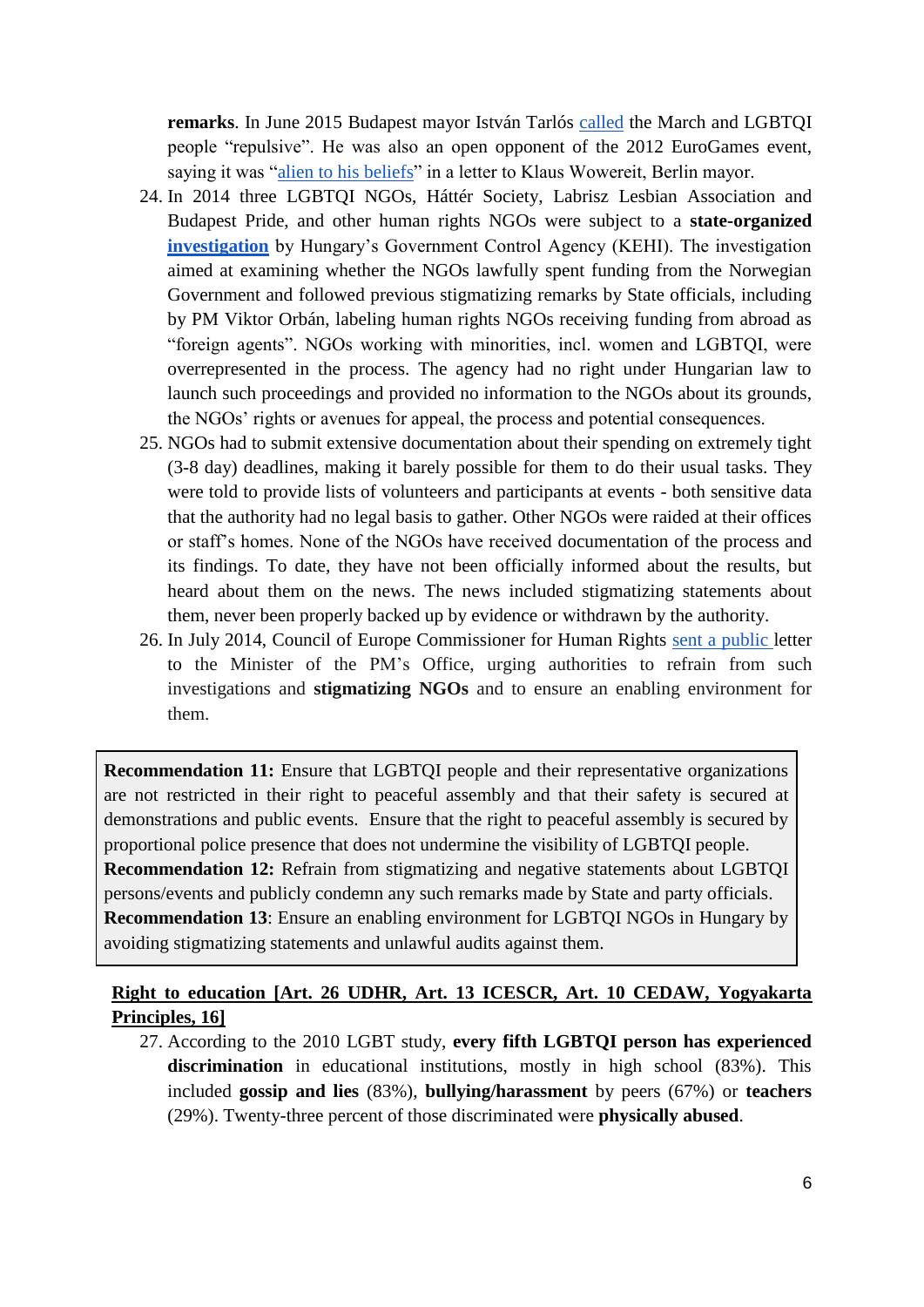**remarks**. In June 2015 Budapest mayor István Tarlós called the March and LGBTQI people "repulsive". He was also an open opponent of the 2012 EuroGames event, saying it was "alien to his beliefs" in a letter to Klaus Wowereit, Berlin mayor.

24. In 2014 three LGBTQI NGOs, Háttér Society, Labrisz Lesbian Association and Budapest Pride, and other human rights NGOs were subject to a **state-organized investigation** by Hungary's Government Control Agency (KEHI). The investigation aimed at examining whether the NGOs lawfully spent funding from the Norwegian Government and followed previous stigmatizing remarks by State officials, including by PM Viktor Orbán, labeling human rights NGOs receiving funding from abroad as "foreign agents". NGOs working with minorities, incl. women and LGBTQI, were overrepresented in the process. The agency had no right under Hungarian law to launch such proceedings and provided no information to the NGOs about its grounds, the NGOs' rights or avenues for appeal, the process and potential consequences.
25. NGOs had to submit extensive documentation about their spending on extremely tight (3-8 day) deadlines, making it barely possible for them to do their usual tasks. They were told to provide lists of volunteers and participants at events - both sensitive data that the authority had no legal basis to gather. Other NGOs were raided at their offices or staff's homes. None of the NGOs have received documentation of the process and its findings. To date, they have not been officially informed about the results, but heard about them on the news. The news included stigmatizing statements about them, never been properly backed up by evidence or withdrawn by the authority.
26. In July 2014, Council of Europe Commissioner for Human Rights sent a public letter to the Minister of the PM's Office, urging authorities to refrain from such investigations and **stigmatizing NGOs** and to ensure an enabling environment for them.

> **Recommendation 11:** Ensure that LGBTQI people and their representative organizations are not restricted in their right to peaceful assembly and that their safety is secured at demonstrations and public events. Ensure that the right to peaceful assembly is secured by proportional police presence that does not undermine the visibility of LGBTQI people.
> **Recommendation 12:** Refrain from stigmatizing and negative statements about LGBTQI persons/events and publicly condemn any such remarks made by State and party officials.
> **Recommendation 13**: Ensure an enabling environment for LGBTQI NGOs in Hungary by avoiding stigmatizing statements and unlawful audits against them.

**Right to education [Art. 26 UDHR, Art. 13 ICESCR, Art. 10 CEDAW, Yogyakarta Principles, 16]**

27. According to the 2010 LGBT study, **every fifth LGBTQI person has experienced discrimination** in educational institutions, mostly in high school (83%). This included **gossip and lies** (83%), **bullying/harassment** by peers (67%) or **teachers** (29%). Twenty-three percent of those discriminated were **physically abused**.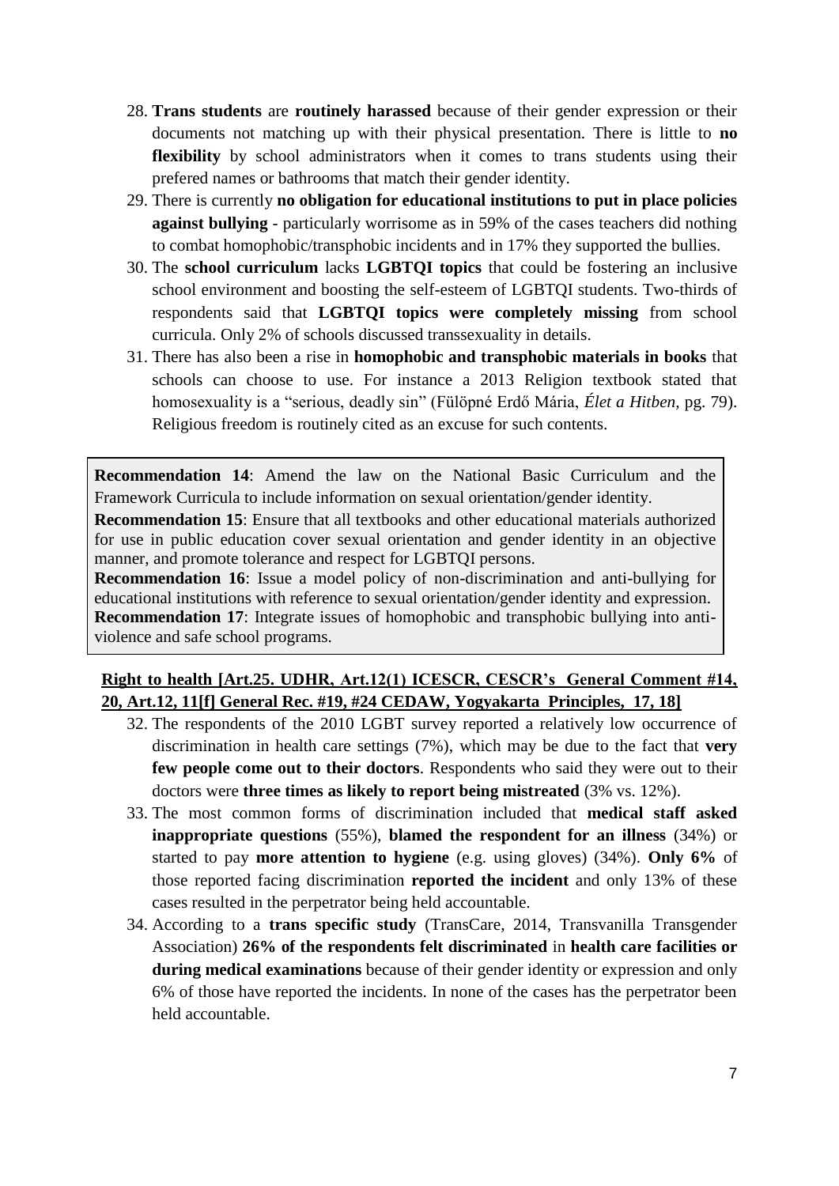28. **Trans students** are **routinely harassed** because of their gender expression or their documents not matching up with their physical presentation. There is little to **no flexibility** by school administrators when it comes to trans students using their prefered names or bathrooms that match their gender identity.
29. There is currently **no obligation for educational institutions to put in place policies against bullying** - particularly worrisome as in 59% of the cases teachers did nothing to combat homophobic/transphobic incidents and in 17% they supported the bullies.
30. The **school curriculum** lacks **LGBTQI topics** that could be fostering an inclusive school environment and boosting the self-esteem of LGBTQI students. Two-thirds of respondents said that **LGBTQI topics were completely missing** from school curricula. Only 2% of schools discussed transsexuality in details.
31. There has also been a rise in **homophobic and transphobic materials in books** that schools can choose to use. For instance a 2013 Religion textbook stated that homosexuality is a "serious, deadly sin" (Fülöpné Erdő Mária, *Élet a Hitben*, pg. 79). Religious freedom is routinely cited as an excuse for such contents.

**Recommendation 14**: Amend the law on the National Basic Curriculum and the Framework Curricula to include information on sexual orientation/gender identity.
**Recommendation 15**: Ensure that all textbooks and other educational materials authorized for use in public education cover sexual orientation and gender identity in an objective manner, and promote tolerance and respect for LGBTQI persons.
**Recommendation 16**: Issue a model policy of non-discrimination and anti-bullying for educational institutions with reference to sexual orientation/gender identity and expression.
**Recommendation 17**: Integrate issues of homophobic and transphobic bullying into anti-violence and safe school programs.

**Right to health [Art.25. UDHR, Art.12(1) ICESCR, CESCR's General Comment #14, 20, Art.12, 11[f] General Rec. #19, #24 CEDAW, Yogyakarta Principles, 17, 18]**

32. The respondents of the 2010 LGBT survey reported a relatively low occurrence of discrimination in health care settings (7%), which may be due to the fact that **very few people come out to their doctors**. Respondents who said they were out to their doctors were **three times as likely to report being mistreated** (3% vs. 12%).
33. The most common forms of discrimination included that **medical staff asked inappropriate questions** (55%), **blamed the respondent for an illness** (34%) or started to pay **more attention to hygiene** (e.g. using gloves) (34%). **Only 6%** of those reported facing discrimination **reported the incident** and only 13% of these cases resulted in the perpetrator being held accountable.
34. According to a **trans specific study** (TransCare, 2014, Transvanilla Transgender Association) **26% of the respondents felt discriminated** in **health care facilities or during medical examinations** because of their gender identity or expression and only 6% of those have reported the incidents. In none of the cases has the perpetrator been held accountable.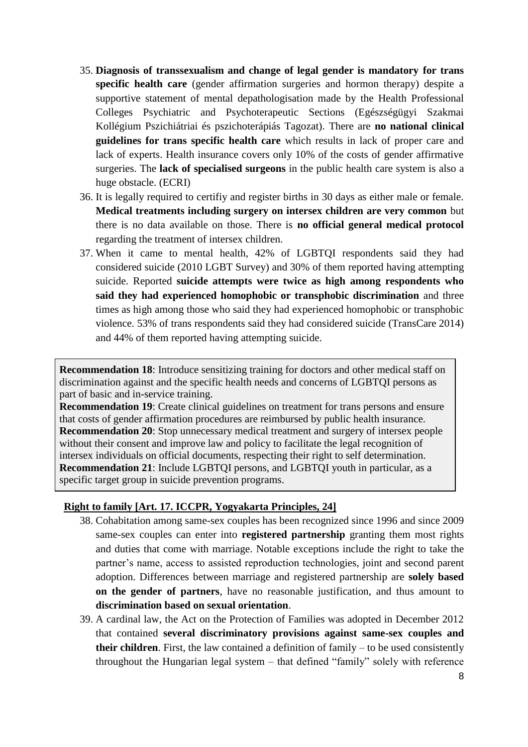35. **Diagnosis of transsexualism and change of legal gender is mandatory for trans specific health care** (gender affirmation surgeries and hormon therapy) despite a supportive statement of mental depathologisation made by the Health Professional Colleges Psychiatric and Psychoterapeutic Sections (Egészségügyi Szakmai Kollégium Pszichiátriai és pszichoterápiás Tagozat). There are **no national clinical guidelines for trans specific health care** which results in lack of proper care and lack of experts. Health insurance covers only 10% of the costs of gender affirmative surgeries. The **lack of specialised surgeons** in the public health care system is also a huge obstacle. (ECRI)
36. It is legally required to certifiy and register births in 30 days as either male or female. **Medical treatments including surgery on intersex children are very common** but there is no data available on those. There is **no official general medical protocol** regarding the treatment of intersex children.
37. When it came to mental health, 42% of LGBTQI respondents said they had considered suicide (2010 LGBT Survey) and 30% of them reported having attempting suicide. Reported **suicide attempts were twice as high among respondents who said they had experienced homophobic or transphobic discrimination** and three times as high among those who said they had experienced homophobic or transphobic violence. 53% of trans respondents said they had considered suicide (TransCare 2014) and 44% of them reported having attempting suicide.

**Recommendation 18**: Introduce sensitizing training for doctors and other medical staff on discrimination against and the specific health needs and concerns of LGBTQI persons as part of basic and in-service training.
**Recommendation 19**: Create clinical guidelines on treatment for trans persons and ensure that costs of gender affirmation procedures are reimbursed by public health insurance.
**Recommendation 20**: Stop unnecessary medical treatment and surgery of intersex people without their consent and improve law and policy to facilitate the legal recognition of intersex individuals on official documents, respecting their right to self determination.
**Recommendation 21**: Include LGBTQI persons, and LGBTQI youth in particular, as a specific target group in suicide prevention programs.

**Right to family [Art. 17. ICCPR, Yogyakarta Principles, 24]**

38. Cohabitation among same-sex couples has been recognized since 1996 and since 2009 same-sex couples can enter into **registered partnership** granting them most rights and duties that come with marriage. Notable exceptions include the right to take the partner's name, access to assisted reproduction technologies, joint and second parent adoption. Differences between marriage and registered partnership are **solely based on the gender of partners**, have no reasonable justification, and thus amount to **discrimination based on sexual orientation**.
39. A cardinal law, the Act on the Protection of Families was adopted in December 2012 that contained **several discriminatory provisions against same-sex couples and their children**. First, the law contained a definition of family – to be used consistently throughout the Hungarian legal system – that defined "family" solely with reference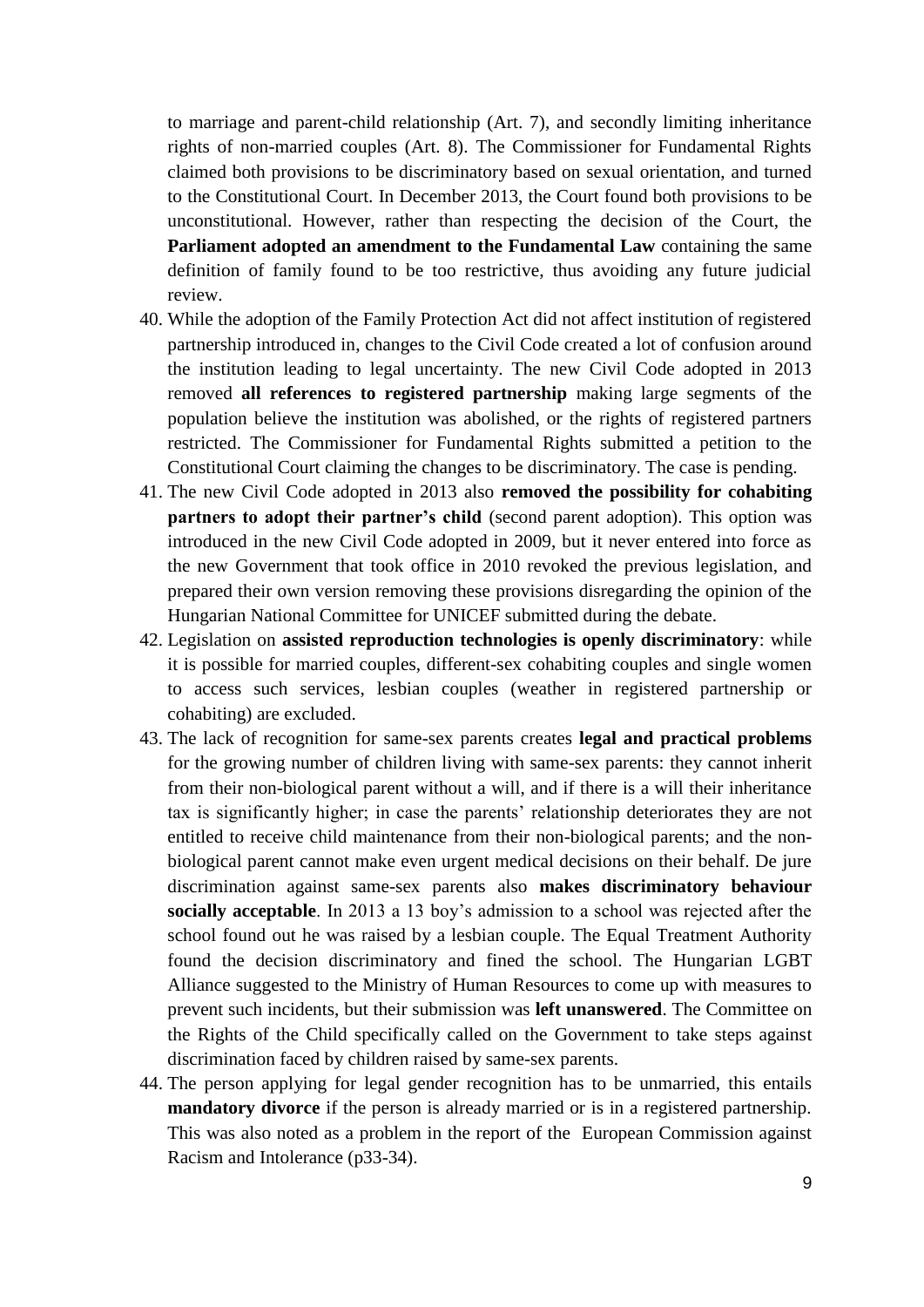to marriage and parent-child relationship (Art. 7), and secondly limiting inheritance rights of non-married couples (Art. 8). The Commissioner for Fundamental Rights claimed both provisions to be discriminatory based on sexual orientation, and turned to the Constitutional Court. In December 2013, the Court found both provisions to be unconstitutional. However, rather than respecting the decision of the Court, the **Parliament adopted an amendment to the Fundamental Law** containing the same definition of family found to be too restrictive, thus avoiding any future judicial review.

40. While the adoption of the Family Protection Act did not affect institution of registered partnership introduced in, changes to the Civil Code created a lot of confusion around the institution leading to legal uncertainty. The new Civil Code adopted in 2013 removed **all references to registered partnership** making large segments of the population believe the institution was abolished, or the rights of registered partners restricted. The Commissioner for Fundamental Rights submitted a petition to the Constitutional Court claiming the changes to be discriminatory. The case is pending.
41. The new Civil Code adopted in 2013 also **removed the possibility for cohabiting partners to adopt their partner's child** (second parent adoption). This option was introduced in the new Civil Code adopted in 2009, but it never entered into force as the new Government that took office in 2010 revoked the previous legislation, and prepared their own version removing these provisions disregarding the opinion of the Hungarian National Committee for UNICEF submitted during the debate.
42. Legislation on **assisted reproduction technologies is openly discriminatory**: while it is possible for married couples, different-sex cohabiting couples and single women to access such services, lesbian couples (weather in registered partnership or cohabiting) are excluded.
43. The lack of recognition for same-sex parents creates **legal and practical problems** for the growing number of children living with same-sex parents: they cannot inherit from their non-biological parent without a will, and if there is a will their inheritance tax is significantly higher; in case the parents' relationship deteriorates they are not entitled to receive child maintenance from their non-biological parents; and the non-biological parent cannot make even urgent medical decisions on their behalf. De jure discrimination against same-sex parents also **makes discriminatory behaviour socially acceptable**. In 2013 a 13 boy's admission to a school was rejected after the school found out he was raised by a lesbian couple. The Equal Treatment Authority found the decision discriminatory and fined the school. The Hungarian LGBT Alliance suggested to the Ministry of Human Resources to come up with measures to prevent such incidents, but their submission was **left unanswered**. The Committee on the Rights of the Child specifically called on the Government to take steps against discrimination faced by children raised by same-sex parents.
44. The person applying for legal gender recognition has to be unmarried, this entails **mandatory divorce** if the person is already married or is in a registered partnership. This was also noted as a problem in the report of the European Commission against Racism and Intolerance (p33-34).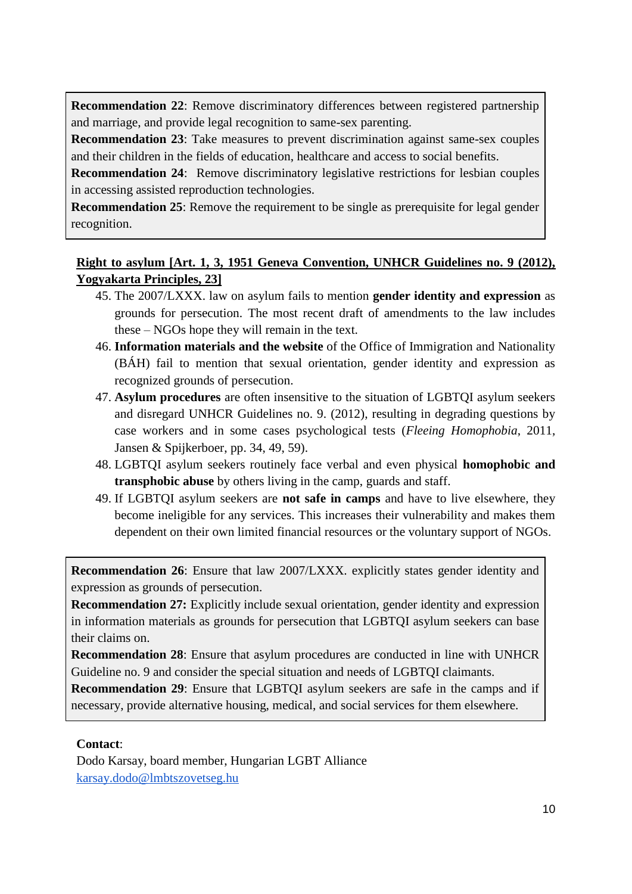**Recommendation 22**: Remove discriminatory differences between registered partnership and marriage, and provide legal recognition to same-sex parenting.
**Recommendation 23**: Take measures to prevent discrimination against same-sex couples and their children in the fields of education, healthcare and access to social benefits.
**Recommendation 24**: Remove discriminatory legislative restrictions for lesbian couples in accessing assisted reproduction technologies.
**Recommendation 25**: Remove the requirement to be single as prerequisite for legal gender recognition.

**Right to asylum [Art. 1, 3, 1951 Geneva Convention, UNHCR Guidelines no. 9 (2012), Yogyakarta Principles, 23]**

45. The 2007/LXXX. law on asylum fails to mention **gender identity and expression** as grounds for persecution. The most recent draft of amendments to the law includes these – NGOs hope they will remain in the text.
46. **Information materials and the website** of the Office of Immigration and Nationality (BÁH) fail to mention that sexual orientation, gender identity and expression as recognized grounds of persecution.
47. **Asylum procedures** are often insensitive to the situation of LGBTQI asylum seekers and disregard UNHCR Guidelines no. 9. (2012), resulting in degrading questions by case workers and in some cases psychological tests (*Fleeing Homophobia*, 2011, Jansen & Spijkerboer, pp. 34, 49, 59).
48. LGBTQI asylum seekers routinely face verbal and even physical **homophobic and transphobic abuse** by others living in the camp, guards and staff.
49. If LGBTQI asylum seekers are **not safe in camps** and have to live elsewhere, they become ineligible for any services. This increases their vulnerability and makes them dependent on their own limited financial resources or the voluntary support of NGOs.

**Recommendation 26**: Ensure that law 2007/LXXX. explicitly states gender identity and expression as grounds of persecution.
**Recommendation 27:** Explicitly include sexual orientation, gender identity and expression in information materials as grounds for persecution that LGBTQI asylum seekers can base their claims on.
**Recommendation 28**: Ensure that asylum procedures are conducted in line with UNHCR Guideline no. 9 and consider the special situation and needs of LGBTQI claimants.
**Recommendation 29**: Ensure that LGBTQI asylum seekers are safe in the camps and if necessary, provide alternative housing, medical, and social services for them elsewhere.

**Contact**:
Dodo Karsay, board member, Hungarian LGBT Alliance
karsay.dodo@lmbtszovetseg.hu